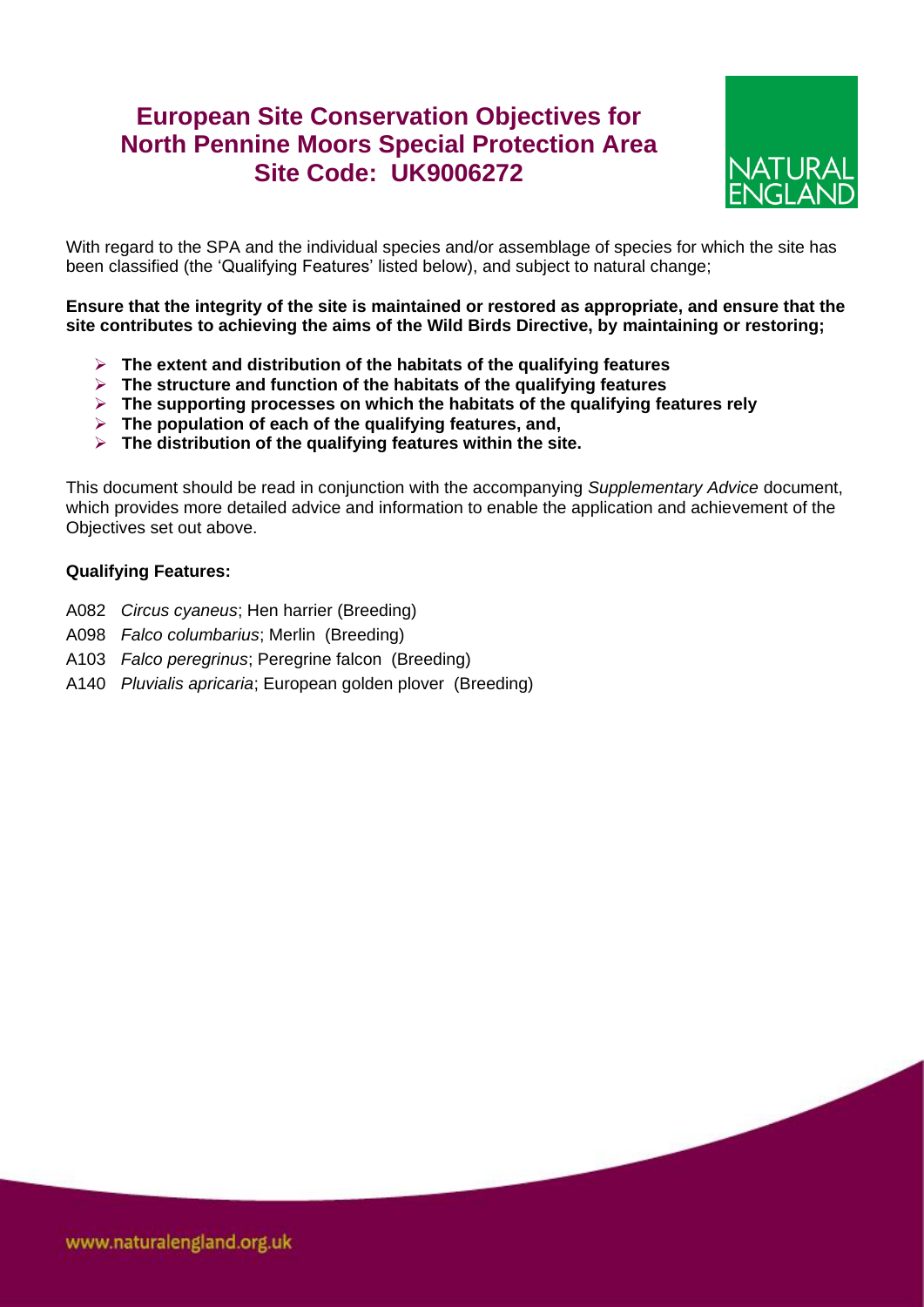# European Site Conservation Objectives for North Pennine Moors Special Protection Area Site Code: UK9006272

With regard to the SPA and the individual species and/or assemblage of species for which the site has been classified (the 'Qualifying Features' listed below), and subject to natural change;

**Ensure that the integrity of the site is maintained or restored as appropriate, and ensure that the site contributes to achieving the aims of the Wild Birds Directive, by maintaining or restoring;**

- **The extent and distribution of the habitats of the qualifying features**
- **The structure and function of the habitats of the qualifying features**
- **The supporting processes on which the habitats of the qualifying features rely**
- **The population of each of the qualifying features, and,**
- **The distribution of the qualifying features within the site.**

This document should be read in conjunction with the accompanying *Supplementary Advice* document, which provides more detailed advice and information to enable the application and achievement of the Objectives set out above.

**Qualifying Features:**

A082 *Circus cyaneus*; Hen harrier (Breeding)

A098 *Falco columbarius*; Merlin (Breeding)

A103 *Falco peregrinus*; Peregrine falcon (Breeding)

A140 *Pluvialis apricaria*; European golden plover (Breeding)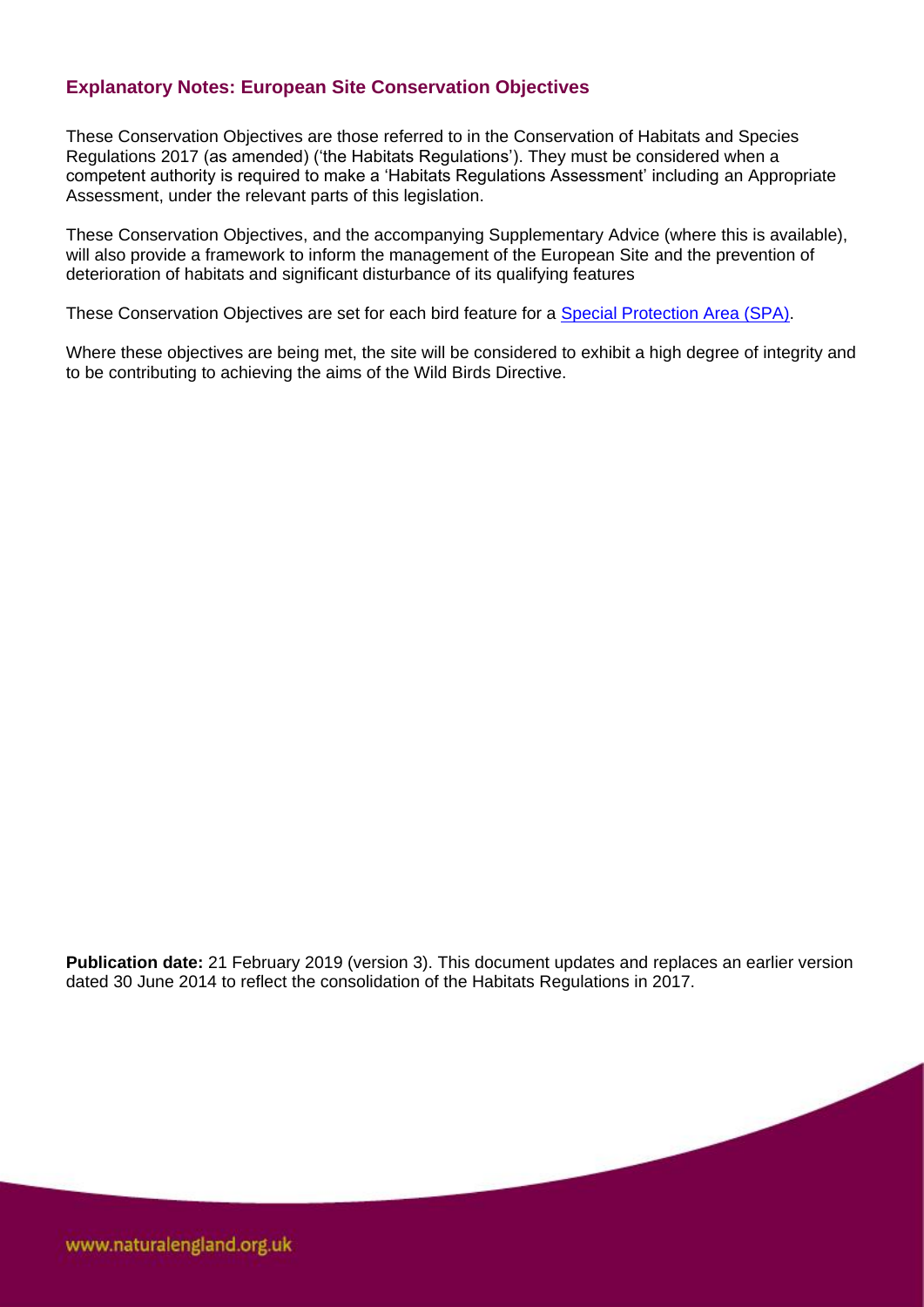## Explanatory Notes: European Site Conservation Objectives

These Conservation Objectives are those referred to in the Conservation of Habitats and Species Regulations 2017 (as amended) ('the Habitats Regulations'). They must be considered when a competent authority is required to make a 'Habitats Regulations Assessment' including an Appropriate Assessment, under the relevant parts of this legislation.

These Conservation Objectives, and the accompanying Supplementary Advice (where this is available), will also provide a framework to inform the management of the European Site and the prevention of deterioration of habitats and significant disturbance of its qualifying features

These Conservation Objectives are set for each bird feature for a [Special Protection Area (SPA)](#).

Where these objectives are being met, the site will be considered to exhibit a high degree of integrity and to be contributing to achieving the aims of the Wild Birds Directive.

**Publication date:** 21 February 2019 (version 3). This document updates and replaces an earlier version dated 30 June 2014 to reflect the consolidation of the Habitats Regulations in 2017.

www.naturalengland.org.uk